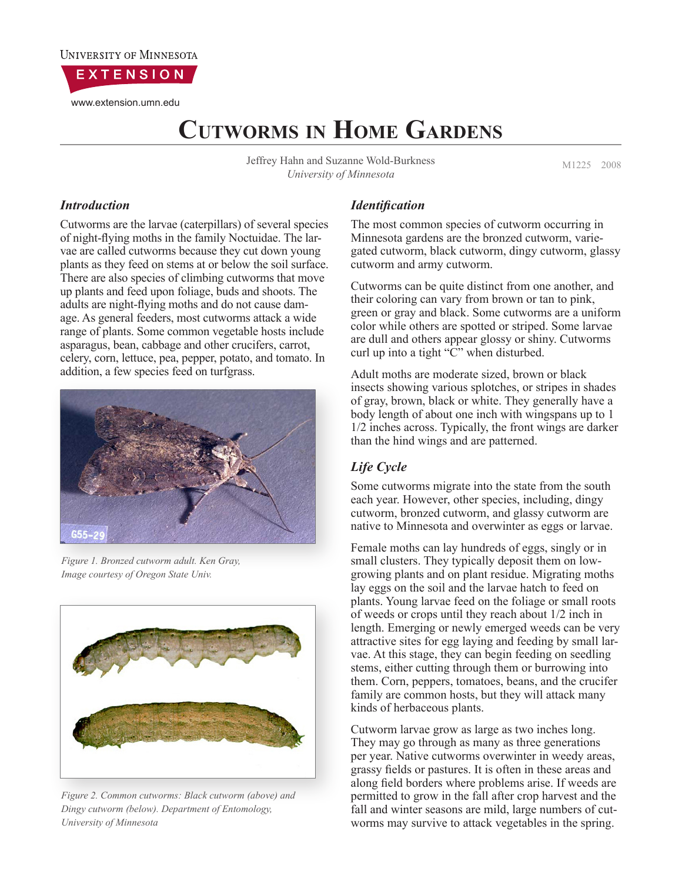University of Minnesota
EXTENSION
www.extension.umn.edu

# Cutworms in Home Gardens

Jeffrey Hahn and Suzanne Wold-Burkness
*University of Minnesota*

M1225 2008

## *Introduction*

Cutworms are the larvae (caterpillars) of several species of night-flying moths in the family Noctuidae. The larvae are called cutworms because they cut down young plants as they feed on stems at or below the soil surface. There are also species of climbing cutworms that move up plants and feed upon foliage, buds and shoots. The adults are night-flying moths and do not cause damage. As general feeders, most cutworms attack a wide range of plants. Some common vegetable hosts include asparagus, bean, cabbage and other crucifers, carrot, celery, corn, lettuce, pea, pepper, potato, and tomato. In addition, a few species feed on turfgrass.

*Figure 1. Bronzed cutworm adult. Ken Gray, Image courtesy of Oregon State Univ.*

*Figure 2. Common cutworms: Black cutworm (above) and Dingy cutworm (below). Department of Entomology, University of Minnesota*

## *Identification*

The most common species of cutworm occurring in Minnesota gardens are the bronzed cutworm, variegated cutworm, black cutworm, dingy cutworm, glassy cutworm and army cutworm.

Cutworms can be quite distinct from one another, and their coloring can vary from brown or tan to pink, green or gray and black. Some cutworms are a uniform color while others are spotted or striped. Some larvae are dull and others appear glossy or shiny. Cutworms curl up into a tight "C" when disturbed.

Adult moths are moderate sized, brown or black insects showing various splotches, or stripes in shades of gray, brown, black or white. They generally have a body length of about one inch with wingspans up to 1 1/2 inches across. Typically, the front wings are darker than the hind wings and are patterned.

## *Life Cycle*

Some cutworms migrate into the state from the south each year. However, other species, including, dingy cutworm, bronzed cutworm, and glassy cutworm are native to Minnesota and overwinter as eggs or larvae.

Female moths can lay hundreds of eggs, singly or in small clusters. They typically deposit them on low-growing plants and on plant residue. Migrating moths lay eggs on the soil and the larvae hatch to feed on plants. Young larvae feed on the foliage or small roots of weeds or crops until they reach about 1/2 inch in length. Emerging or newly emerged weeds can be very attractive sites for egg laying and feeding by small larvae. At this stage, they can begin feeding on seedling stems, either cutting through them or burrowing into them. Corn, peppers, tomatoes, beans, and the crucifer family are common hosts, but they will attack many kinds of herbaceous plants.

Cutworm larvae grow as large as two inches long. They may go through as many as three generations per year. Native cutworms overwinter in weedy areas, grassy fields or pastures. It is often in these areas and along field borders where problems arise. If weeds are permitted to grow in the fall after crop harvest and the fall and winter seasons are mild, large numbers of cutworms may survive to attack vegetables in the spring.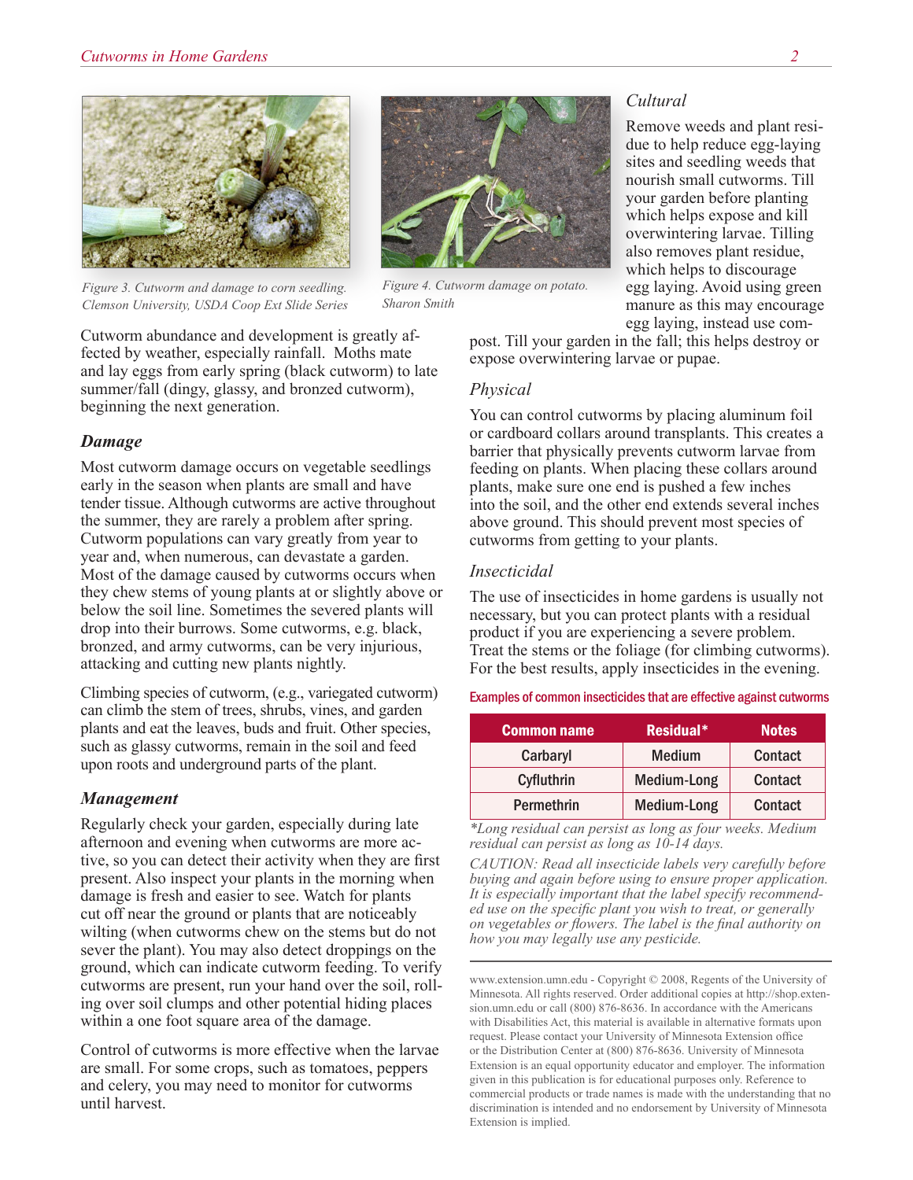Figure 3. Cutworm and damage to corn seedling. Clemson University, USDA Coop Ext Slide Series

Figure 4. Cutworm damage on potato. Sharon Smith

Cutworm abundance and development is greatly affected by weather, especially rainfall. Moths mate and lay eggs from early spring (black cutworm) to late summer/fall (dingy, glassy, and bronzed cutworm), beginning the next generation.

### *Damage*

Most cutworm damage occurs on vegetable seedlings early in the season when plants are small and have tender tissue. Although cutworms are active throughout the summer, they are rarely a problem after spring. Cutworm populations can vary greatly from year to year and, when numerous, can devastate a garden. Most of the damage caused by cutworms occurs when they chew stems of young plants at or slightly above or below the soil line. Sometimes the severed plants will drop into their burrows. Some cutworms, e.g. black, bronzed, and army cutworms, can be very injurious, attacking and cutting new plants nightly.

Climbing species of cutworm, (e.g., variegated cutworm) can climb the stem of trees, shrubs, vines, and garden plants and eat the leaves, buds and fruit. Other species, such as glassy cutworms, remain in the soil and feed upon roots and underground parts of the plant.

### *Management*

Regularly check your garden, especially during late afternoon and evening when cutworms are more active, so you can detect their activity when they are first present. Also inspect your plants in the morning when damage is fresh and easier to see. Watch for plants cut off near the ground or plants that are noticeably wilting (when cutworms chew on the stems but do not sever the plant). You may also detect droppings on the ground, which can indicate cutworm feeding. To verify cutworms are present, run your hand over the soil, rolling over soil clumps and other potential hiding places within a one foot square area of the damage.

Control of cutworms is more effective when the larvae are small. For some crops, such as tomatoes, peppers and celery, you may need to monitor for cutworms until harvest.

#### *Cultural*

Remove weeds and plant residue to help reduce egg-laying sites and seedling weeds that nourish small cutworms. Till your garden before planting which helps expose and kill overwintering larvae. Tilling also removes plant residue, which helps to discourage egg laying. Avoid using green manure as this may encourage egg laying, instead use compost. Till your garden in the fall; this helps destroy or expose overwintering larvae or pupae.

#### *Physical*

You can control cutworms by placing aluminum foil or cardboard collars around transplants. This creates a barrier that physically prevents cutworm larvae from feeding on plants. When placing these collars around plants, make sure one end is pushed a few inches into the soil, and the other end extends several inches above ground. This should prevent most species of cutworms from getting to your plants.

#### *Insecticidal*

The use of insecticides in home gardens is usually not necessary, but you can protect plants with a residual product if you are experiencing a severe problem. Treat the stems or the foliage (for climbing cutworms). For the best results, apply insecticides in the evening.

**Examples of common insecticides that are effective against cutworms**

| Common name | Residual* | Notes |
|---|---|---|
| Carbaryl | Medium | Contact |
| Cyfluthrin | Medium-Long | Contact |
| Permethrin | Medium-Long | Contact |

*\*Long residual can persist as long as four weeks. Medium residual can persist as long as 10-14 days.*

*CAUTION: Read all insecticide labels very carefully before buying and again before using to ensure proper application. It is especially important that the label specify recommended use on the specific plant you wish to treat, or generally on vegetables or flowers. The label is the final authority on how you may legally use any pesticide.*

---

www.extension.umn.edu - Copyright © 2008, Regents of the University of Minnesota. All rights reserved. Order additional copies at http://shop.extension.umn.edu or call (800) 876-8636. In accordance with the Americans with Disabilities Act, this material is available in alternative formats upon request. Please contact your University of Minnesota Extension office or the Distribution Center at (800) 876-8636. University of Minnesota Extension is an equal opportunity educator and employer. The information given in this publication is for educational purposes only. Reference to commercial products or trade names is made with the understanding that no discrimination is intended and no endorsement by University of Minnesota Extension is implied.